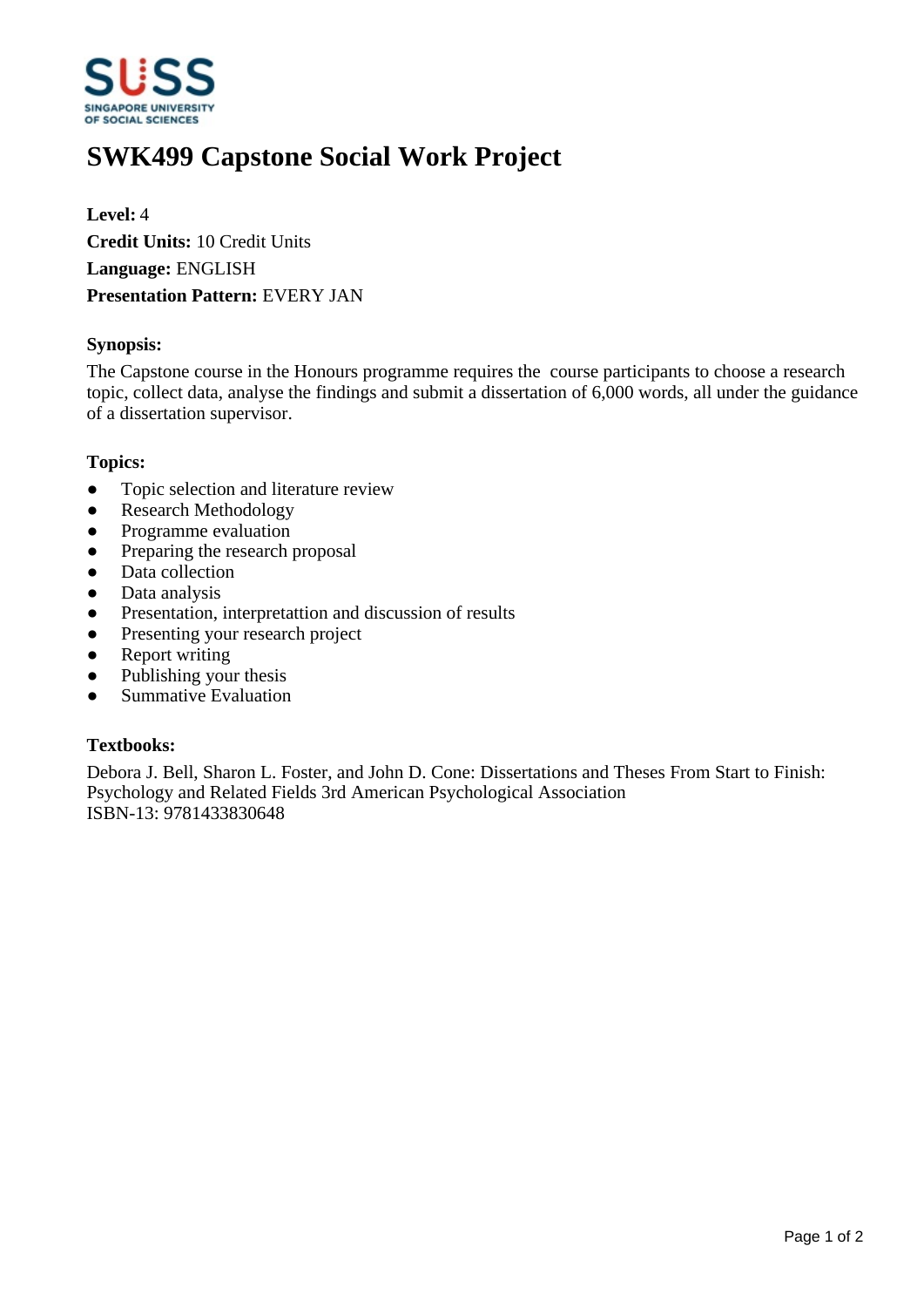# SWK499 Capstone Social Work Project

**Level:** 4
**Credit Units:** 10 Credit Units
**Language:** ENGLISH
**Presentation Pattern:** EVERY JAN

### Synopsis:

The Capstone course in the Honours programme requires the course participants to choose a research topic, collect data, analyse the findings and submit a dissertation of 6,000 words, all under the guidance of a dissertation supervisor.

### Topics:

- Topic selection and literature review
- Research Methodology
- Programme evaluation
- Preparing the research proposal
- Data collection
- Data analysis
- Presentation, interpretattion and discussion of results
- Presenting your research project
- Report writing
- Publishing your thesis
- Summative Evaluation

### Textbooks:

Debora J. Bell, Sharon L. Foster, and John D. Cone: Dissertations and Theses From Start to Finish: Psychology and Related Fields 3rd American Psychological Association
ISBN-13: 9781433830648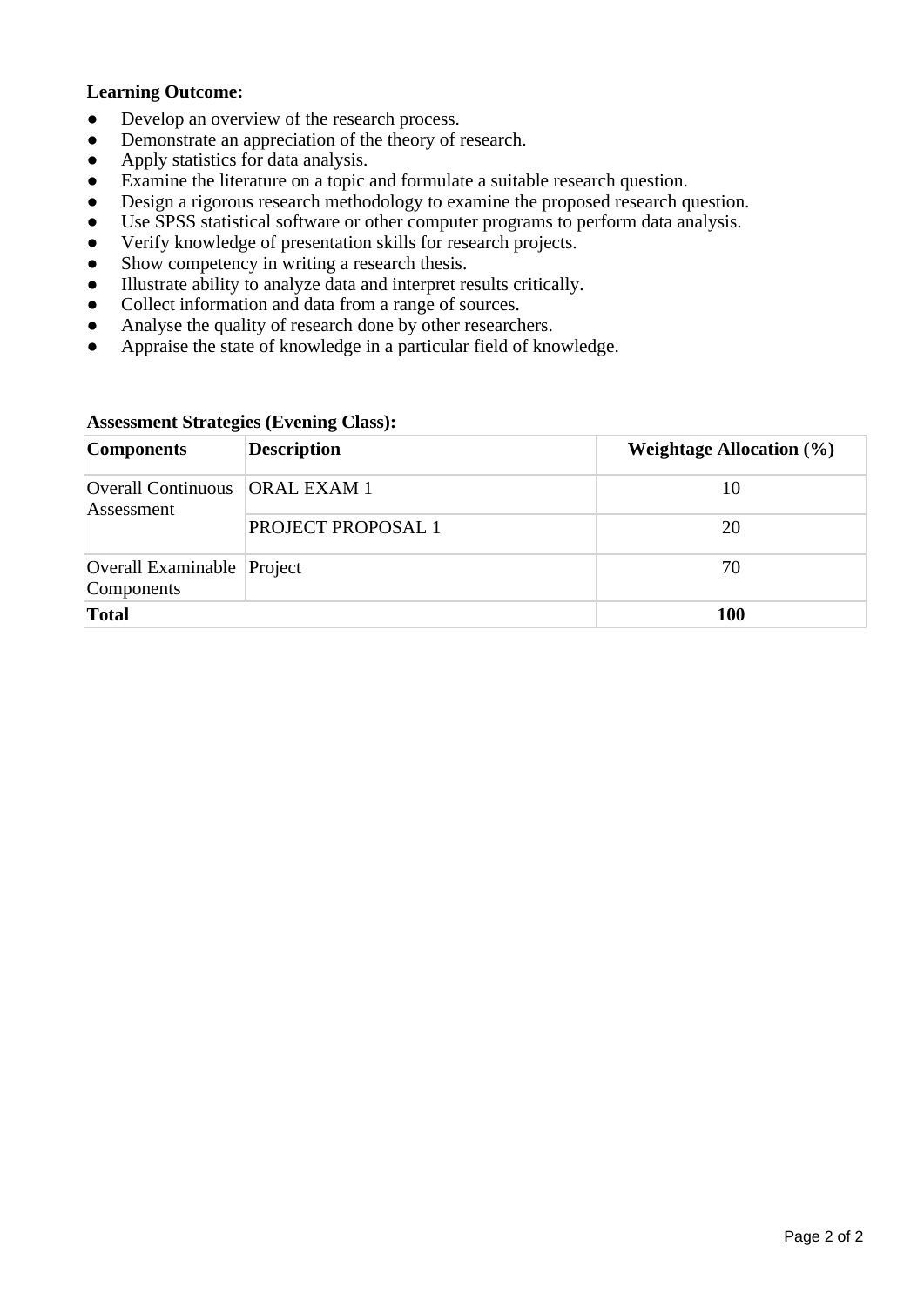**Learning Outcome:**

- Develop an overview of the research process.
- Demonstrate an appreciation of the theory of research.
- Apply statistics for data analysis.
- Examine the literature on a topic and formulate a suitable research question.
- Design a rigorous research methodology to examine the proposed research question.
- Use SPSS statistical software or other computer programs to perform data analysis.
- Verify knowledge of presentation skills for research projects.
- Show competency in writing a research thesis.
- Illustrate ability to analyze data and interpret results critically.
- Collect information and data from a range of sources.
- Analyse the quality of research done by other researchers.
- Appraise the state of knowledge in a particular field of knowledge.

**Assessment Strategies (Evening Class):**

| Components | Description | Weightage Allocation (%) |
|---|---|---|
| Overall Continuous Assessment | ORAL EXAM 1 | 10 |
| | PROJECT PROPOSAL 1 | 20 |
| Overall Examinable Components | Project | 70 |
| **Total** | | **100** |